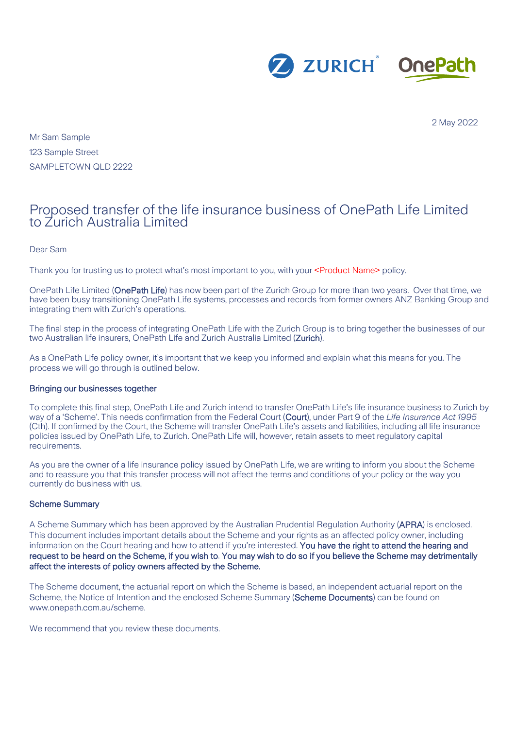2 May 2022

Mr Sam Sample
123 Sample Street
SAMPLETOWN QLD 2222

# Proposed transfer of the life insurance business of OnePath Life Limited to Zurich Australia Limited

Dear Sam

Thank you for trusting us to protect what's most important to you, with your <Product Name> policy.

OnePath Life Limited (**OnePath Life**) has now been part of the Zurich Group for more than two years. Over that time, we have been busy transitioning OnePath Life systems, processes and records from former owners ANZ Banking Group and integrating them with Zurich's operations.

The final step in the process of integrating OnePath Life with the Zurich Group is to bring together the businesses of our two Australian life insurers, OnePath Life and Zurich Australia Limited (**Zurich**).

As a OnePath Life policy owner, it's important that we keep you informed and explain what this means for you. The process we will go through is outlined below.

## Bringing our businesses together

To complete this final step, OnePath Life and Zurich intend to transfer OnePath Life's life insurance business to Zurich by way of a 'Scheme'. This needs confirmation from the Federal Court (**Court**), under Part 9 of the *Life Insurance Act 1995* (Cth). If confirmed by the Court, the Scheme will transfer OnePath Life's assets and liabilities, including all life insurance policies issued by OnePath Life, to Zurich. OnePath Life will, however, retain assets to meet regulatory capital requirements.

As you are the owner of a life insurance policy issued by OnePath Life, we are writing to inform you about the Scheme and to reassure you that this transfer process will not affect the terms and conditions of your policy or the way you currently do business with us.

## Scheme Summary

A Scheme Summary which has been approved by the Australian Prudential Regulation Authority (**APRA**) is enclosed. This document includes important details about the Scheme and your rights as an affected policy owner, including information on the Court hearing and how to attend if you're interested. **You have the right to attend the hearing and request to be heard on the Scheme, if you wish to. You may wish to do so if you believe the Scheme may detrimentally affect the interests of policy owners affected by the Scheme.**

The Scheme document, the actuarial report on which the Scheme is based, an independent actuarial report on the Scheme, the Notice of Intention and the enclosed Scheme Summary (**Scheme Documents**) can be found on www.onepath.com.au/scheme.

We recommend that you review these documents.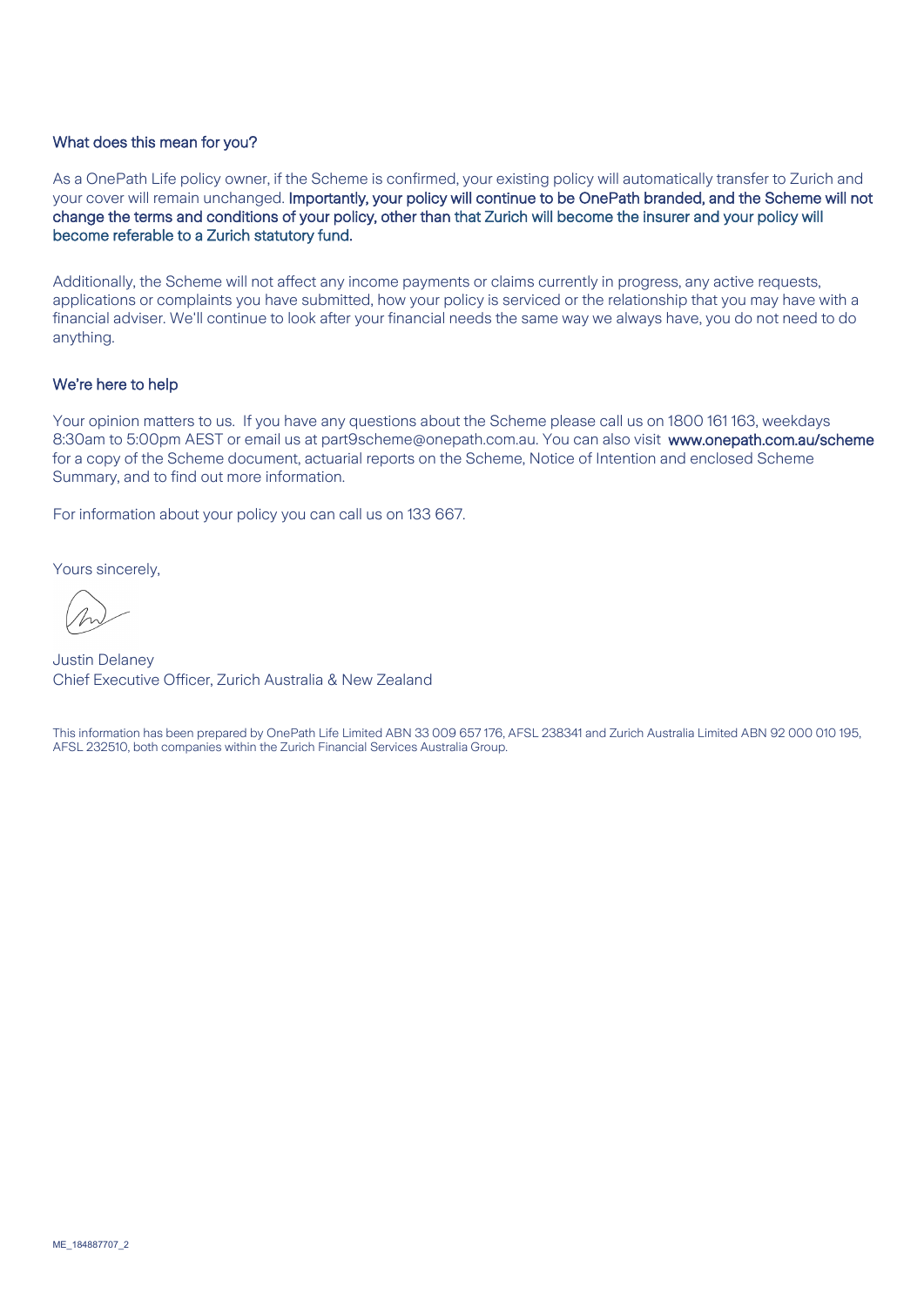### What does this mean for you?

As a OnePath Life policy owner, if the Scheme is confirmed, your existing policy will automatically transfer to Zurich and your cover will remain unchanged. **Importantly, your policy will continue to be OnePath branded, and the Scheme will not change the terms and conditions of your policy, other than that Zurich will become the insurer and your policy will become referable to a Zurich statutory fund.**

Additionally, the Scheme will not affect any income payments or claims currently in progress, any active requests, applications or complaints you have submitted, how your policy is serviced or the relationship that you may have with a financial adviser. We'll continue to look after your financial needs the same way we always have, you do not need to do anything.

### We're here to help

Your opinion matters to us. If you have any questions about the Scheme please call us on 1800 161 163, weekdays 8:30am to 5:00pm AEST or email us at part9scheme@onepath.com.au. You can also visit **www.onepath.com.au/scheme** for a copy of the Scheme document, actuarial reports on the Scheme, Notice of Intention and enclosed Scheme Summary, and to find out more information.

For information about your policy you can call us on 133 667.

Yours sincerely,

Justin Delaney
Chief Executive Officer, Zurich Australia & New Zealand

This information has been prepared by OnePath Life Limited ABN 33 009 657 176, AFSL 238341 and Zurich Australia Limited ABN 92 000 010 195, AFSL 232510, both companies within the Zurich Financial Services Australia Group.

ME_184887707_2